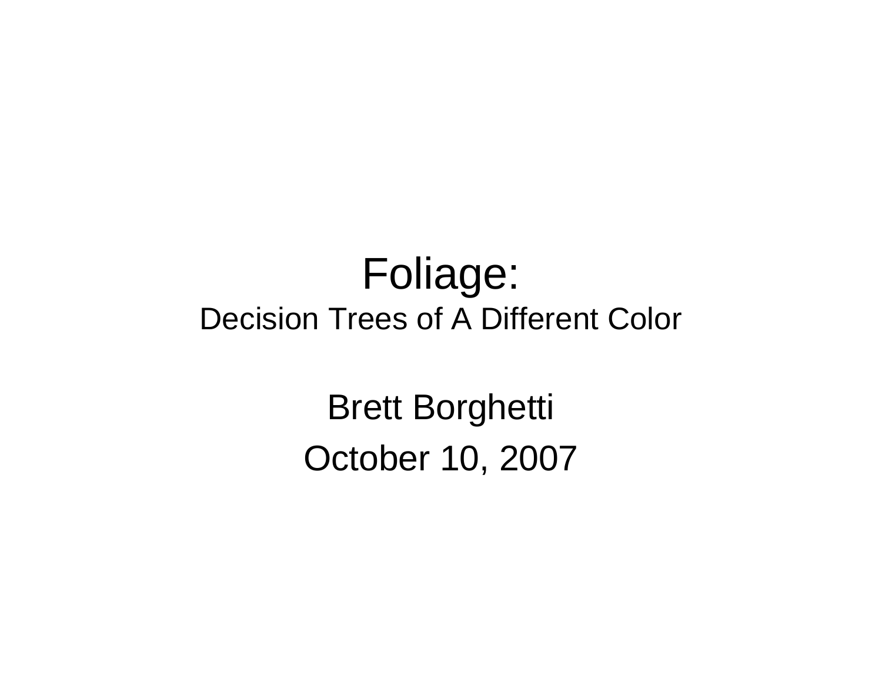# Foliage:

## Decision Trees of A Different Color

Brett Borghetti

October 10, 2007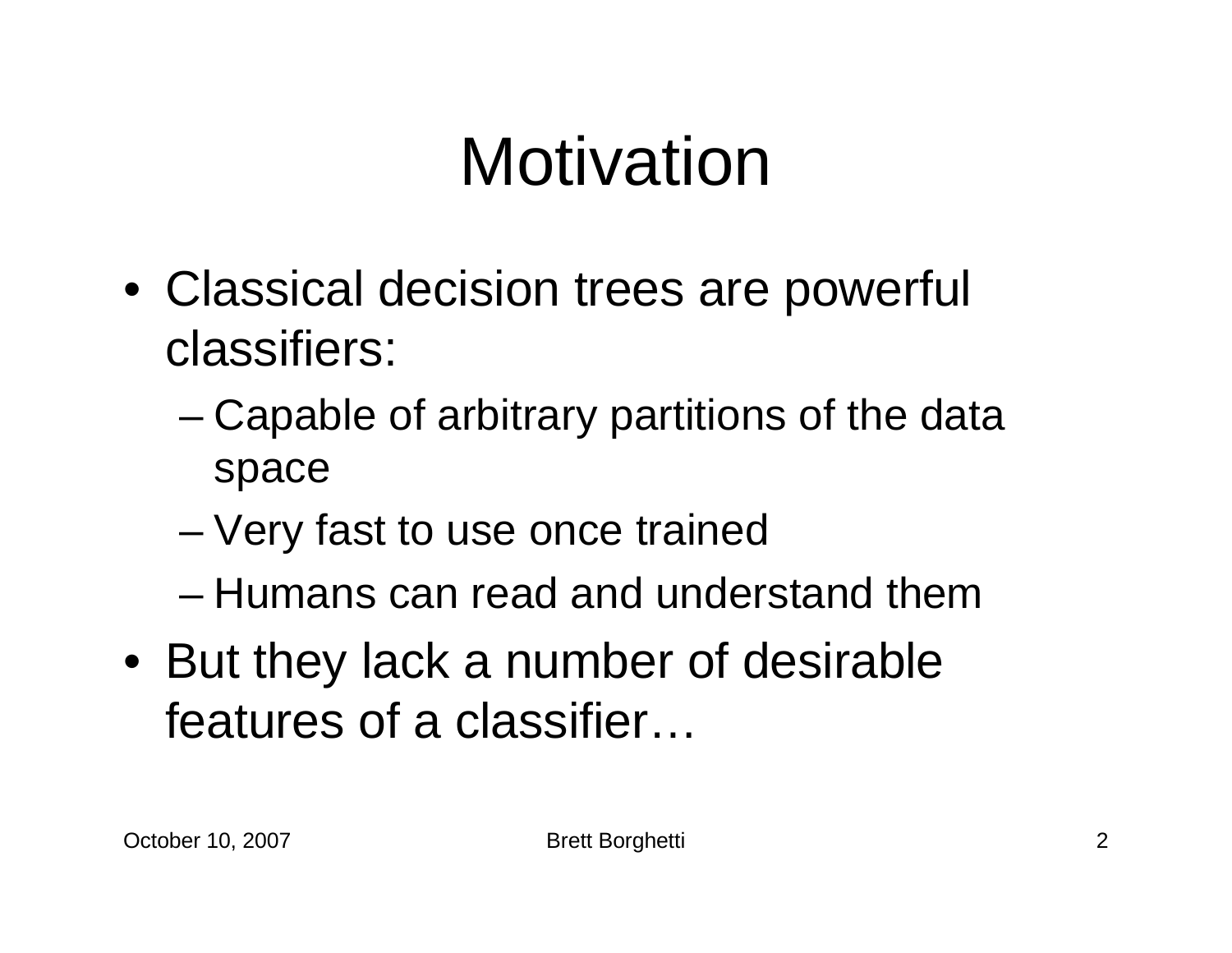# Motivation

- Classical decision trees are powerful classifiers:
  - Capable of arbitrary partitions of the data space
  - Very fast to use once trained
  - Humans can read and understand them
- But they lack a number of desirable features of a classifier…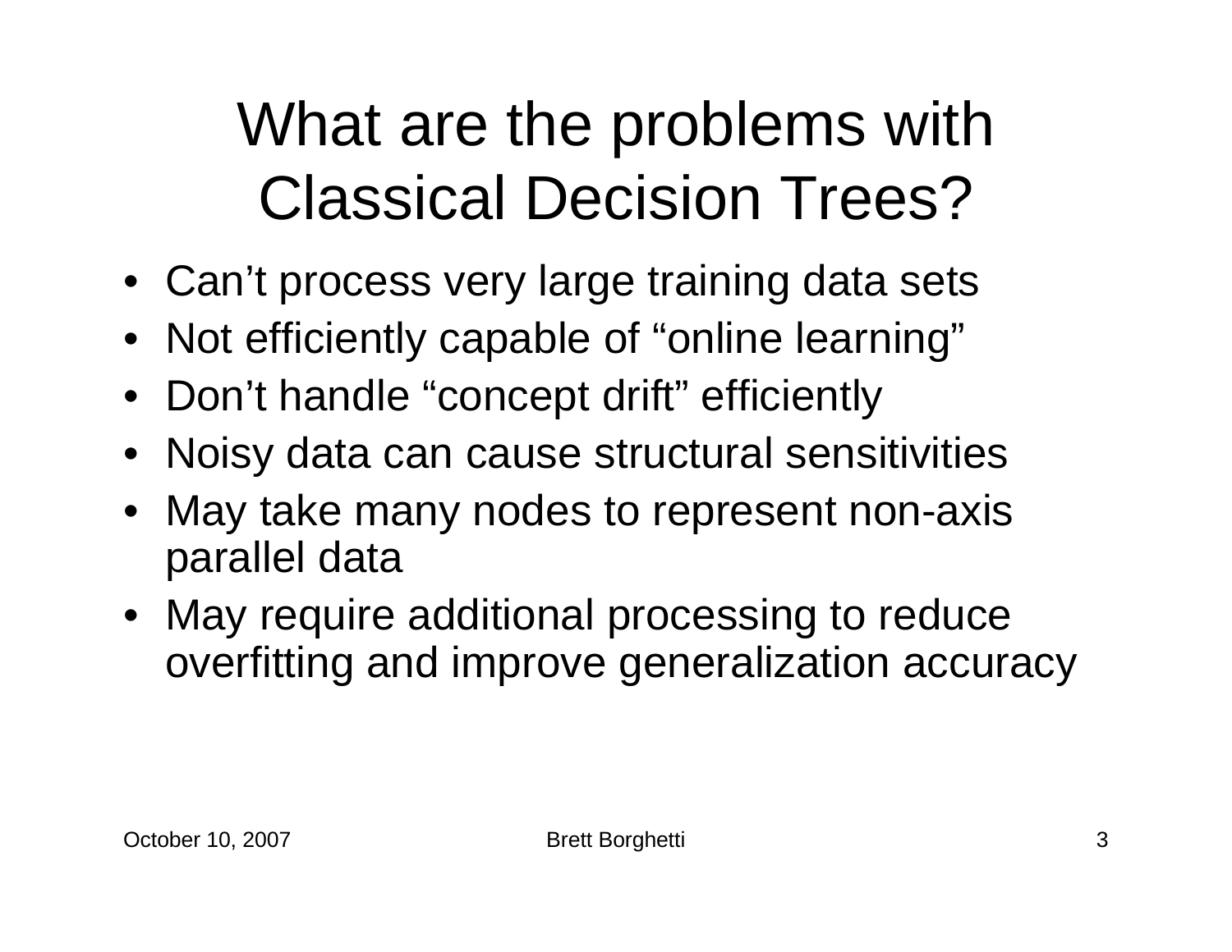# What are the problems with Classical Decision Trees?

- Can’t process very large training data sets
- Not efficiently capable of “online learning”
- Don’t handle “concept drift” efficiently
- Noisy data can cause structural sensitivities
- May take many nodes to represent non-axis parallel data
- May require additional processing to reduce overfitting and improve generalization accuracy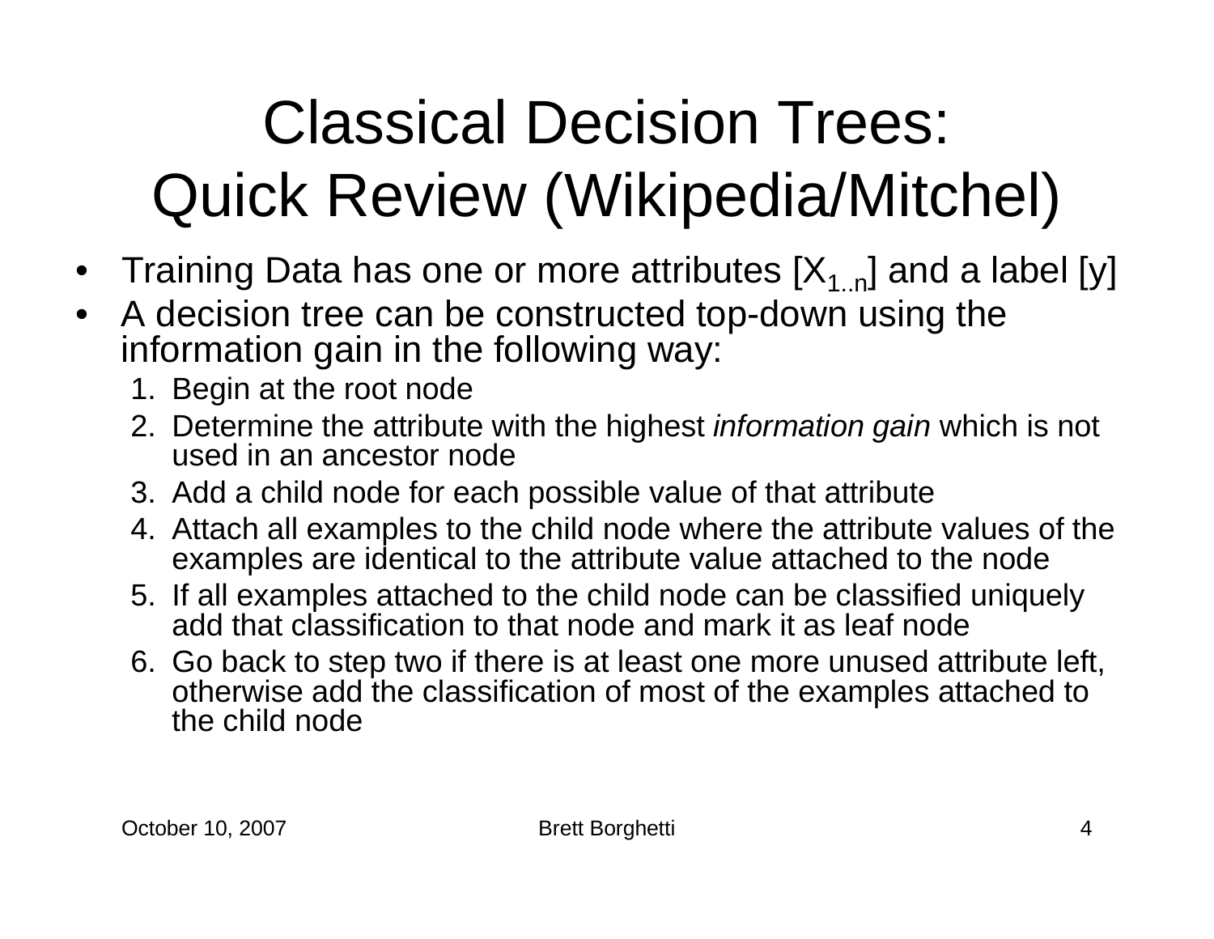# Classical Decision Trees: Quick Review (Wikipedia/Mitchel)

- Training Data has one or more attributes [$X_{1..n}$] and a label [y]
- A decision tree can be constructed top-down using the information gain in the following way:
  1. Begin at the root node
  2. Determine the attribute with the highest *information gain* which is not used in an ancestor node
  3. Add a child node for each possible value of that attribute
  4. Attach all examples to the child node where the attribute values of the examples are identical to the attribute value attached to the node
  5. If all examples attached to the child node can be classified uniquely add that classification to that node and mark it as leaf node
  6. Go back to step two if there is at least one more unused attribute left, otherwise add the classification of most of the examples attached to the child node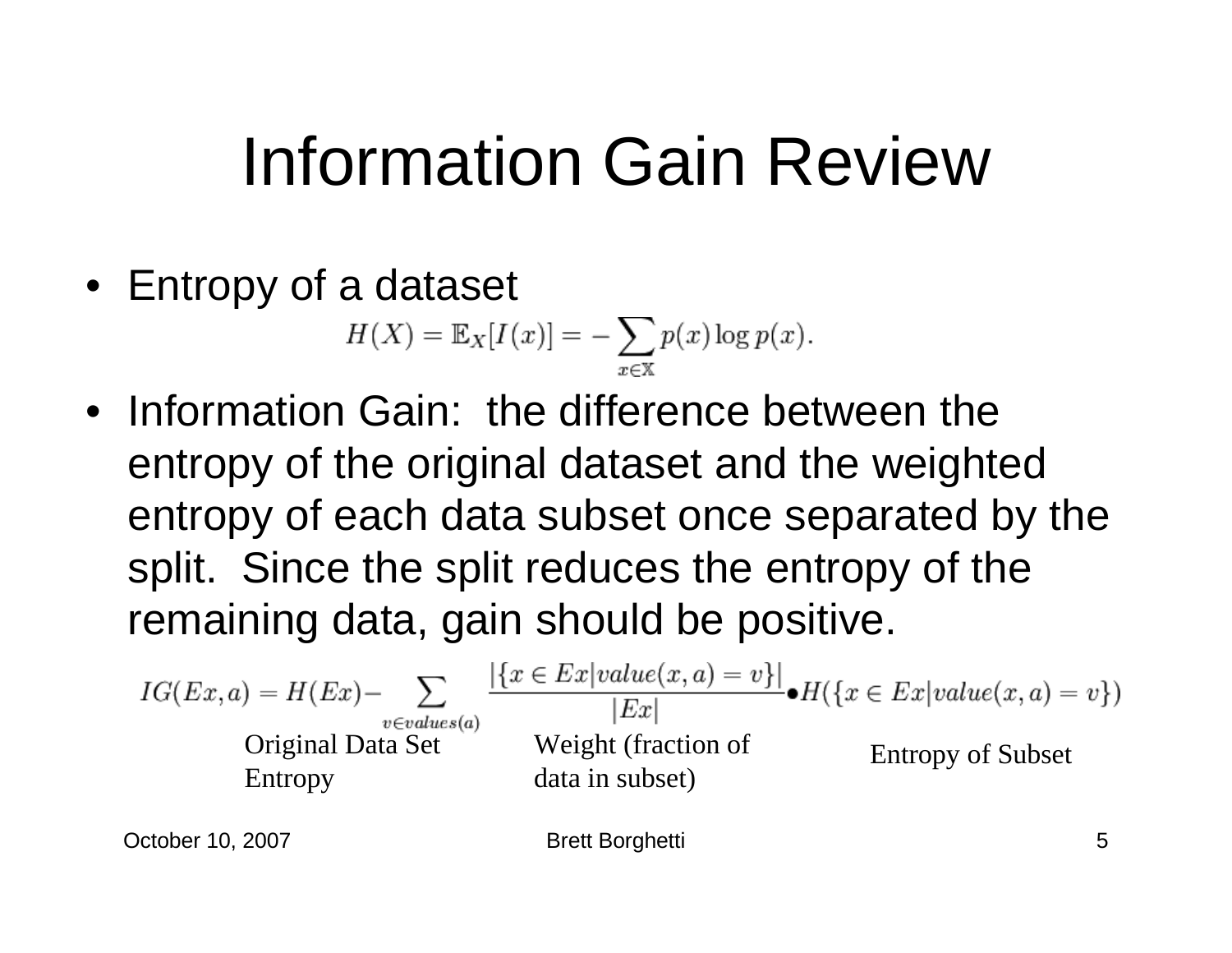# Information Gain Review

- Entropy of a dataset

$$H(X) = \mathbb{E}_X[I(x)] = -\sum_{x \in \mathbb{X}} p(x) \log p(x).$$

- Information Gain: the difference between the entropy of the original dataset and the weighted entropy of each data subset once separated by the split. Since the split reduces the entropy of the remaining data, gain should be positive.

$$IG(Ex, a) = H(Ex) - \sum_{v \in values(a)} \frac{|\{x \in Ex | value(x,a) = v\}|}{|Ex|} \bullet H(\{x \in Ex | value(x,a) = v\})$$

Original Data Set Entropy — Weight (fraction of data in subset) — Entropy of Subset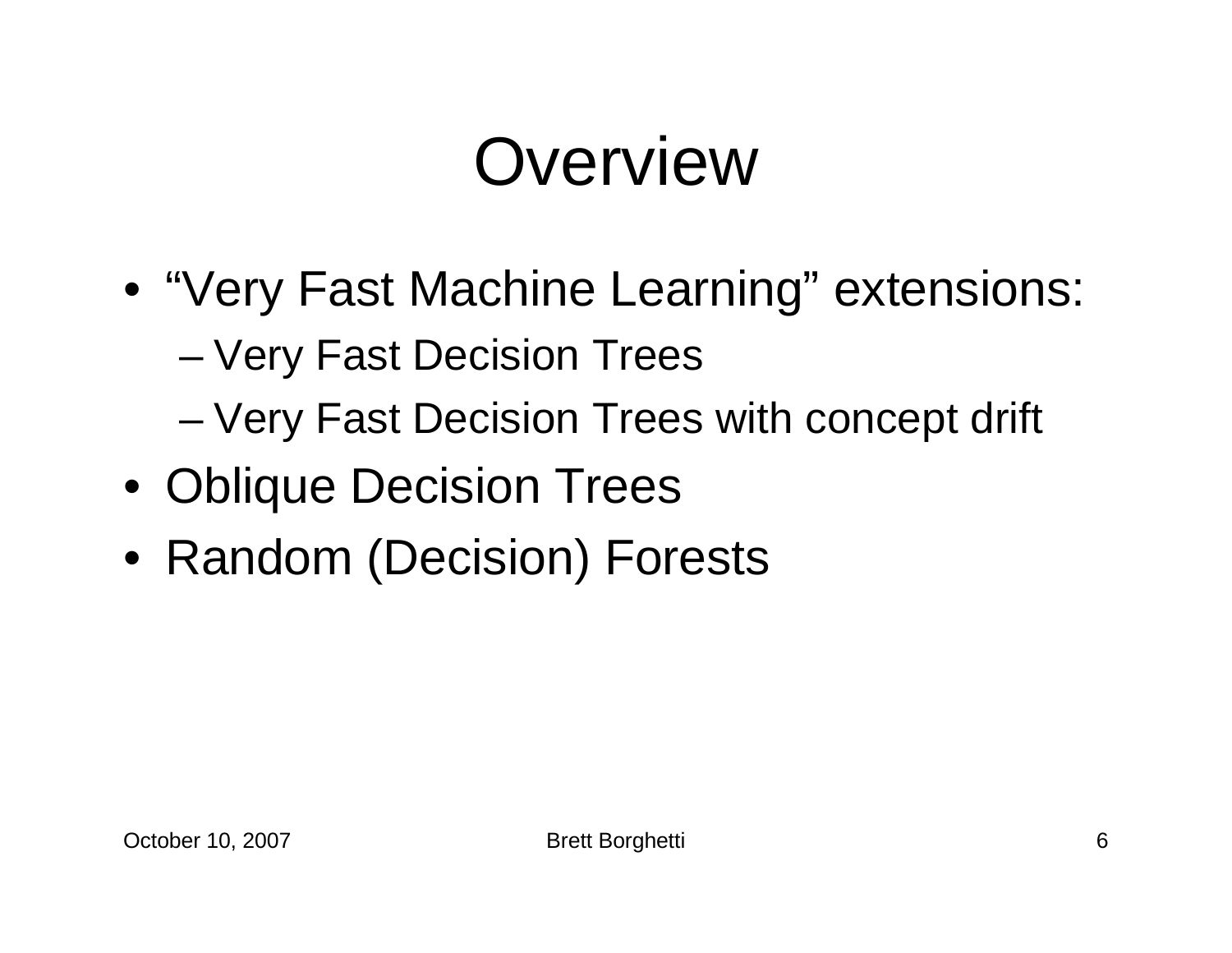# Overview

- "Very Fast Machine Learning" extensions:
  - Very Fast Decision Trees
  - Very Fast Decision Trees with concept drift
- Oblique Decision Trees
- Random (Decision) Forests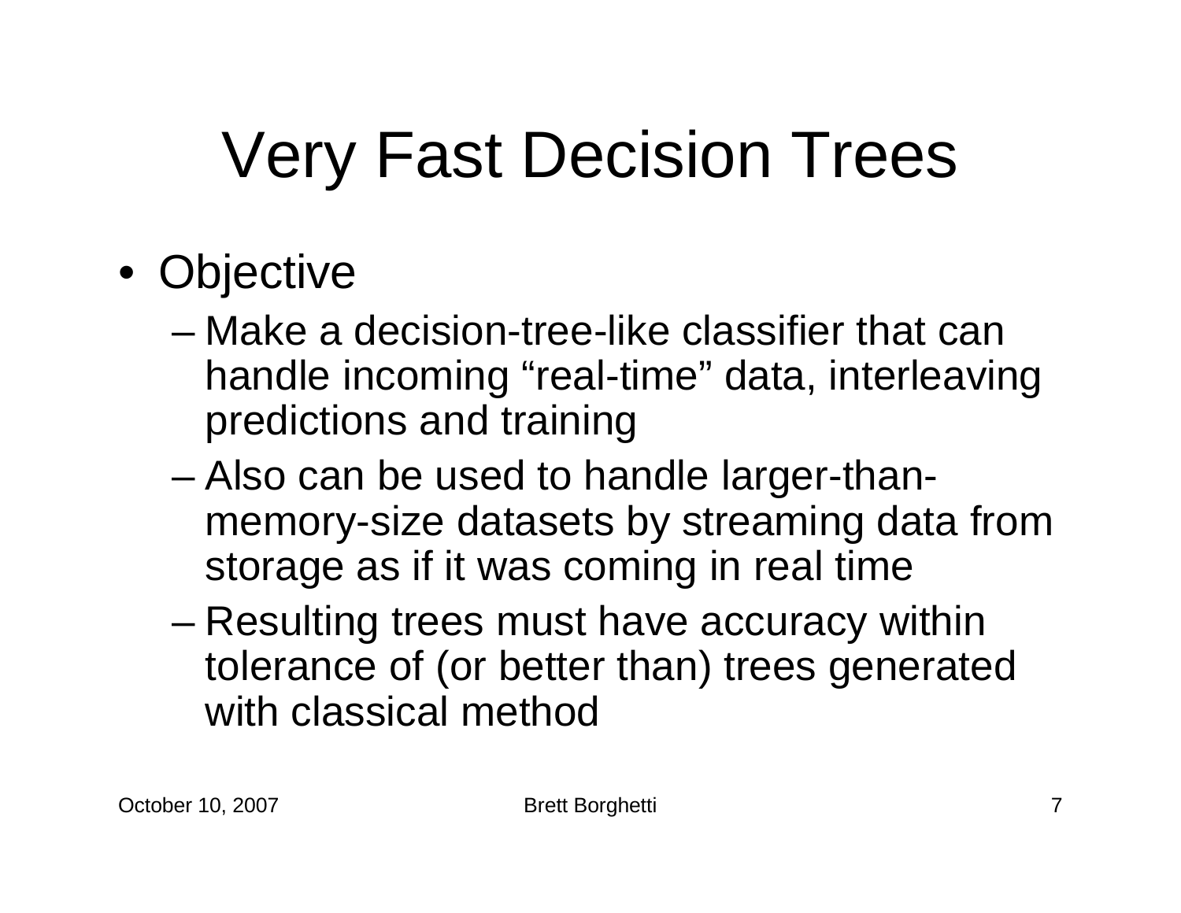# Very Fast Decision Trees

- Objective
  - Make a decision-tree-like classifier that can handle incoming “real-time” data, interleaving predictions and training
  - Also can be used to handle larger-than-memory-size datasets by streaming data from storage as if it was coming in real time
  - Resulting trees must have accuracy within tolerance of (or better than) trees generated with classical method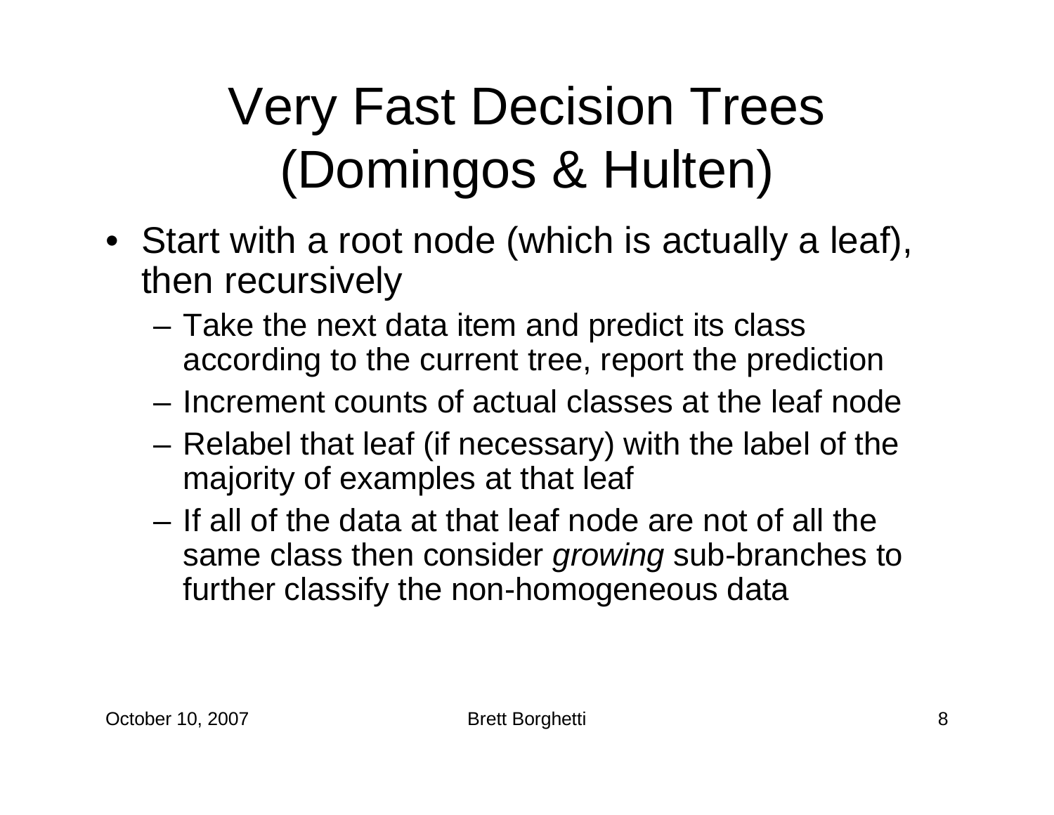# Very Fast Decision Trees (Domingos & Hulten)

- Start with a root node (which is actually a leaf), then recursively
  - Take the next data item and predict its class according to the current tree, report the prediction
  - Increment counts of actual classes at the leaf node
  - Relabel that leaf (if necessary) with the label of the majority of examples at that leaf
  - If all of the data at that leaf node are not of all the same class then consider *growing* sub-branches to further classify the non-homogeneous data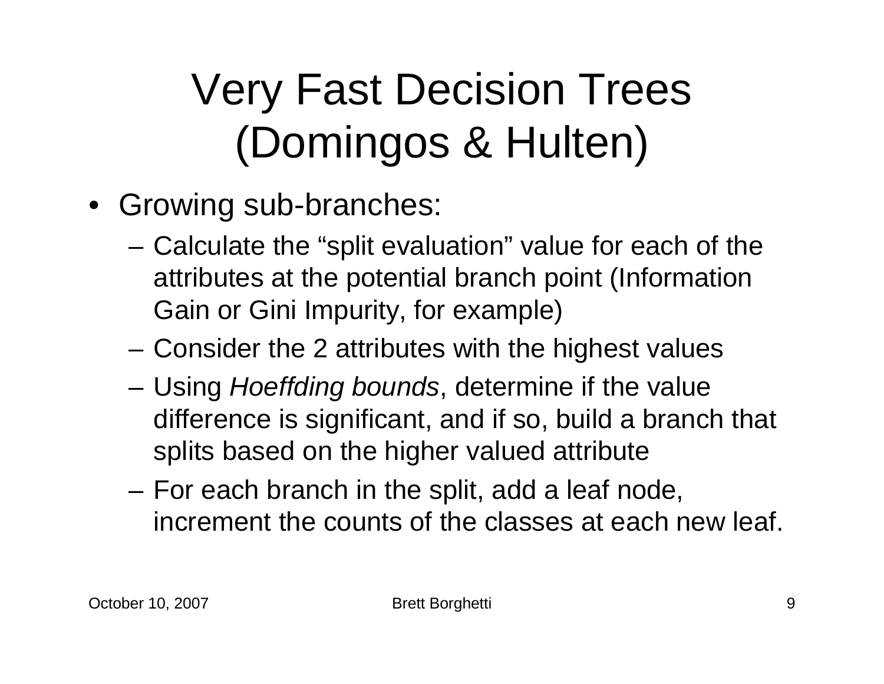# Very Fast Decision Trees (Domingos & Hulten)

- Growing sub-branches:
  - Calculate the "split evaluation" value for each of the attributes at the potential branch point (Information Gain or Gini Impurity, for example)
  - Consider the 2 attributes with the highest values
  - Using *Hoeffding bounds*, determine if the value difference is significant, and if so, build a branch that splits based on the higher valued attribute
  - For each branch in the split, add a leaf node, increment the counts of the classes at each new leaf.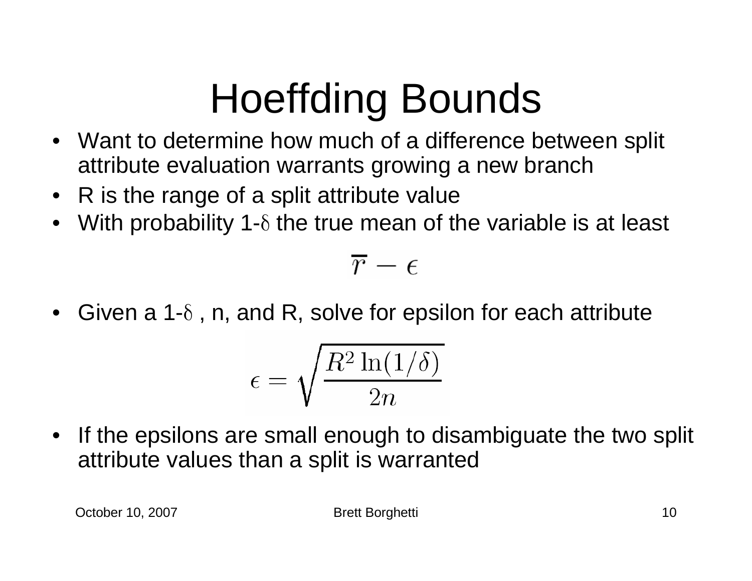# Hoeffding Bounds

- Want to determine how much of a difference between split attribute evaluation warrants growing a new branch
- R is the range of a split attribute value
- With probability 1-$\delta$ the true mean of the variable is at least

$$\overline{r} - \epsilon$$

- Given a 1-$\delta$ , n, and R, solve for epsilon for each attribute

$$\epsilon = \sqrt{\frac{R^2 \ln(1/\delta)}{2n}}$$

- If the epsilons are small enough to disambiguate the two split attribute values than a split is warranted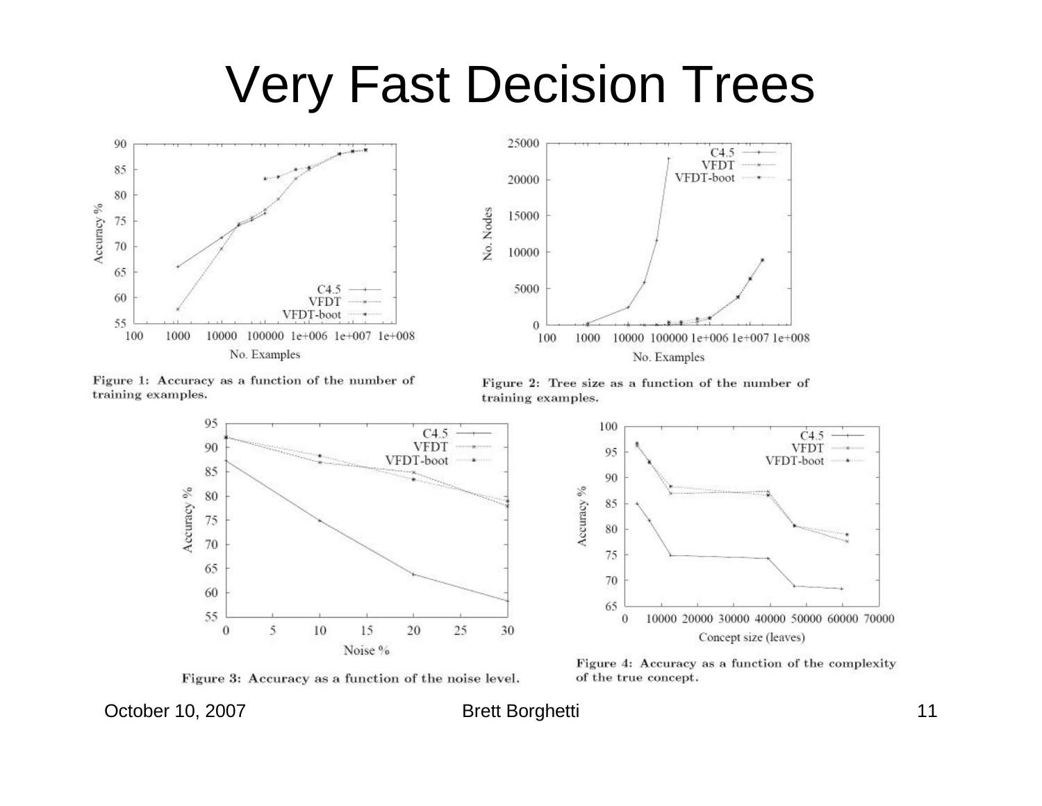# Very Fast Decision Trees

Figure 1: Accuracy as a function of the number of training examples.

Figure 2: Tree size as a function of the number of training examples.

Figure 3: Accuracy as a function of the noise level.

Figure 4: Accuracy as a function of the complexity of the true concept.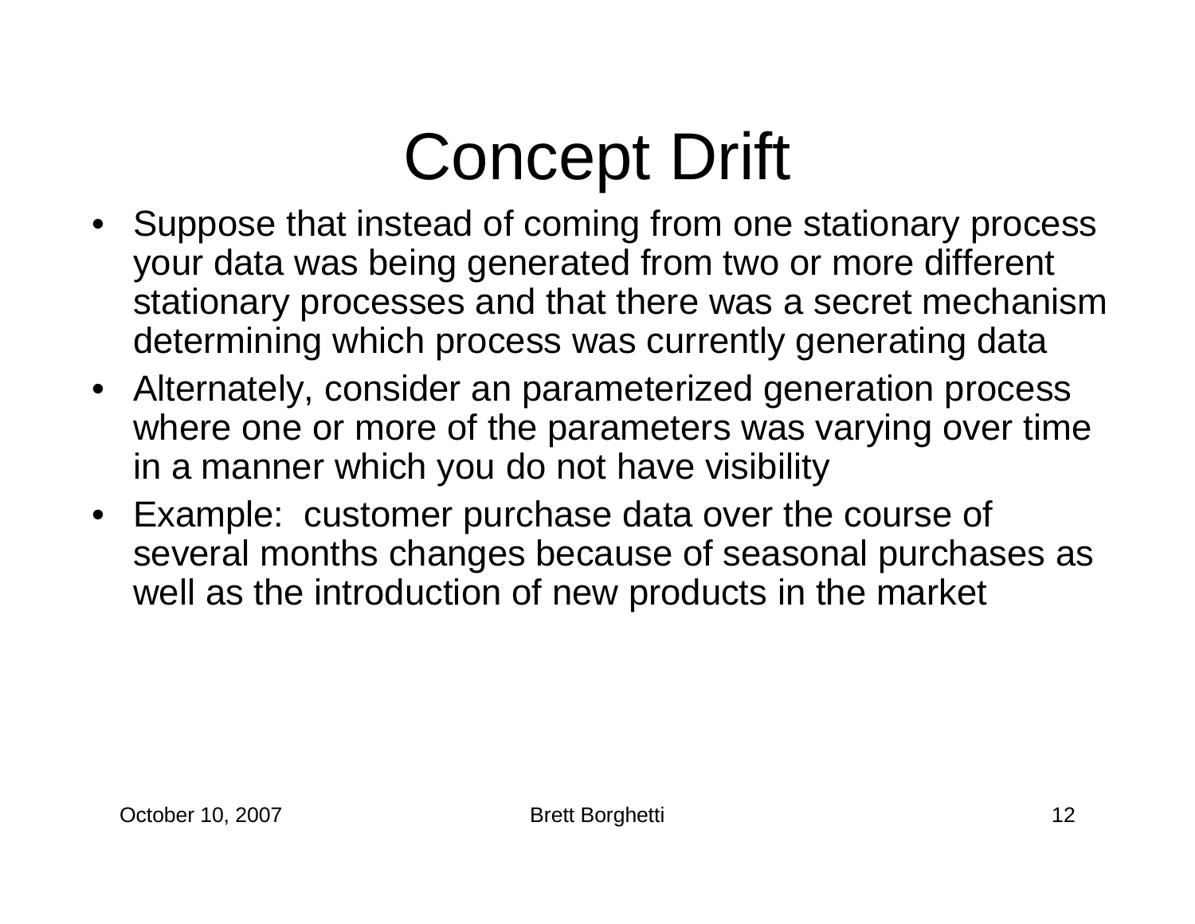# Concept Drift

- Suppose that instead of coming from one stationary process your data was being generated from two or more different stationary processes and that there was a secret mechanism determining which process was currently generating data
- Alternately, consider an parameterized generation process where one or more of the parameters was varying over time in a manner which you do not have visibility
- Example: customer purchase data over the course of several months changes because of seasonal purchases as well as the introduction of new products in the market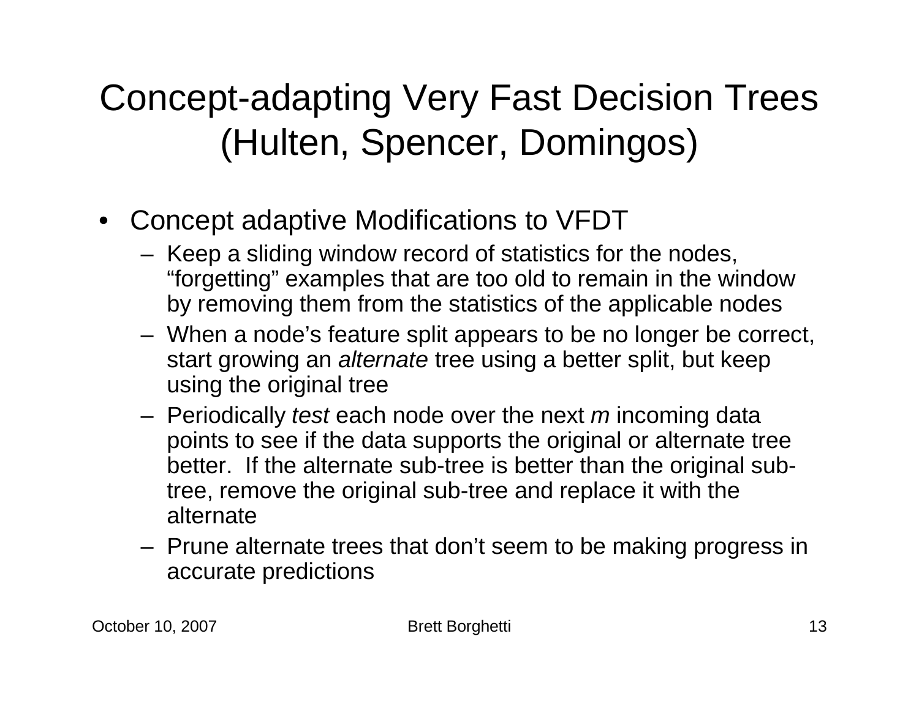# Concept-adapting Very Fast Decision Trees (Hulten, Spencer, Domingos)

- Concept adaptive Modifications to VFDT
  - Keep a sliding window record of statistics for the nodes, “forgetting” examples that are too old to remain in the window by removing them from the statistics of the applicable nodes
  - When a node’s feature split appears to be no longer be correct, start growing an *alternate* tree using a better split, but keep using the original tree
  - Periodically *test* each node over the next *m* incoming data points to see if the data supports the original or alternate tree better. If the alternate sub-tree is better than the original sub-tree, remove the original sub-tree and replace it with the alternate
  - Prune alternate trees that don’t seem to be making progress in accurate predictions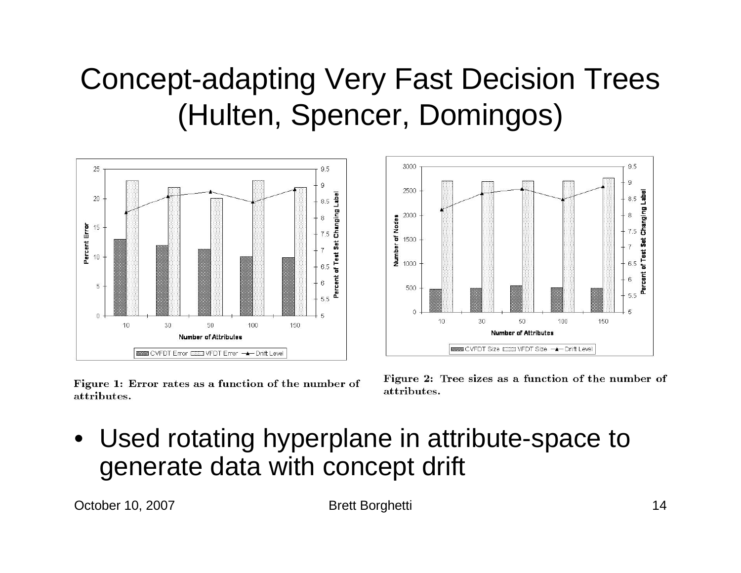# Concept-adapting Very Fast Decision Trees (Hulten, Spencer, Domingos)

**Figure 1: Error rates as a function of the number of attributes.**

**Figure 2: Tree sizes as a function of the number of attributes.**

- Used rotating hyperplane in attribute-space to generate data with concept drift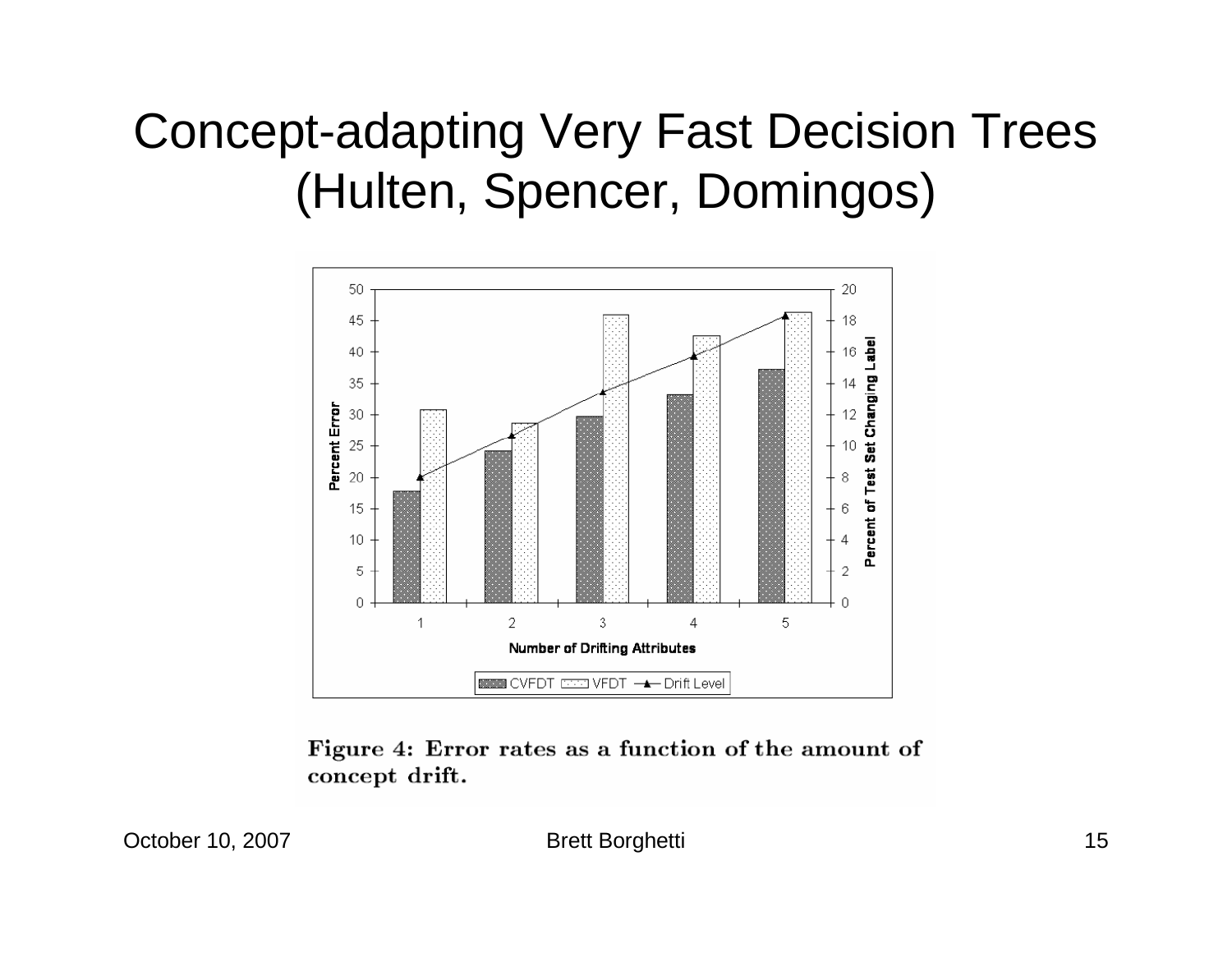# Concept-adapting Very Fast Decision Trees (Hulten, Spencer, Domingos)

Figure 4: Error rates as a function of the amount of concept drift.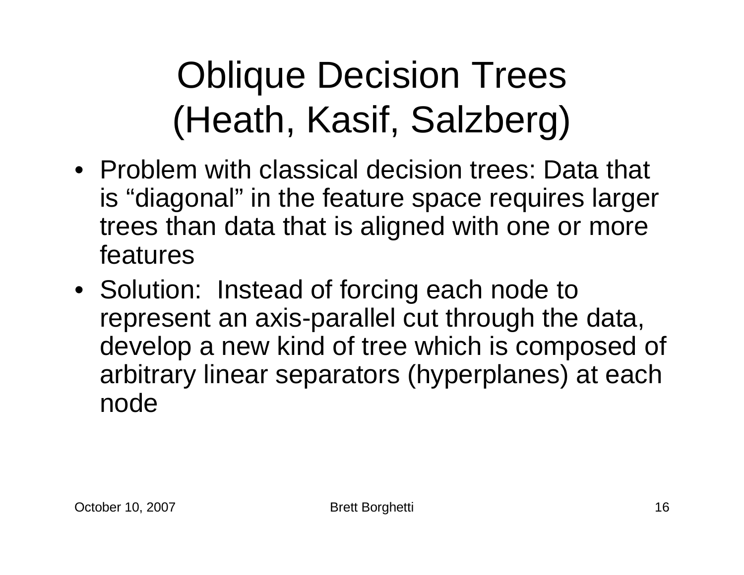# Oblique Decision Trees (Heath, Kasif, Salzberg)

- Problem with classical decision trees: Data that is “diagonal” in the feature space requires larger trees than data that is aligned with one or more features
- Solution: Instead of forcing each node to represent an axis-parallel cut through the data, develop a new kind of tree which is composed of arbitrary linear separators (hyperplanes) at each node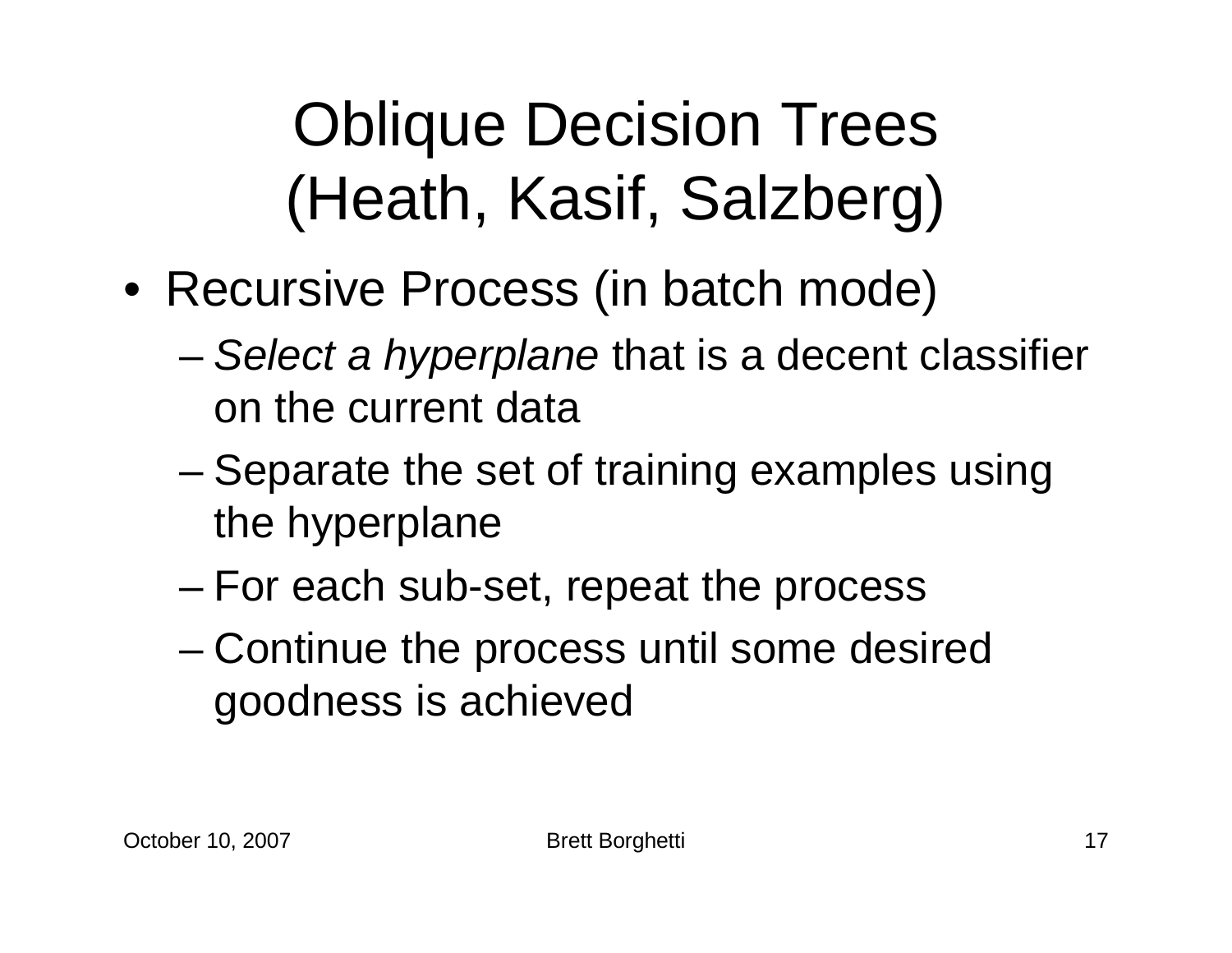# Oblique Decision Trees (Heath, Kasif, Salzberg)

- Recursive Process (in batch mode)
  - *Select a hyperplane* that is a decent classifier on the current data
  - Separate the set of training examples using the hyperplane
  - For each sub-set, repeat the process
  - Continue the process until some desired goodness is achieved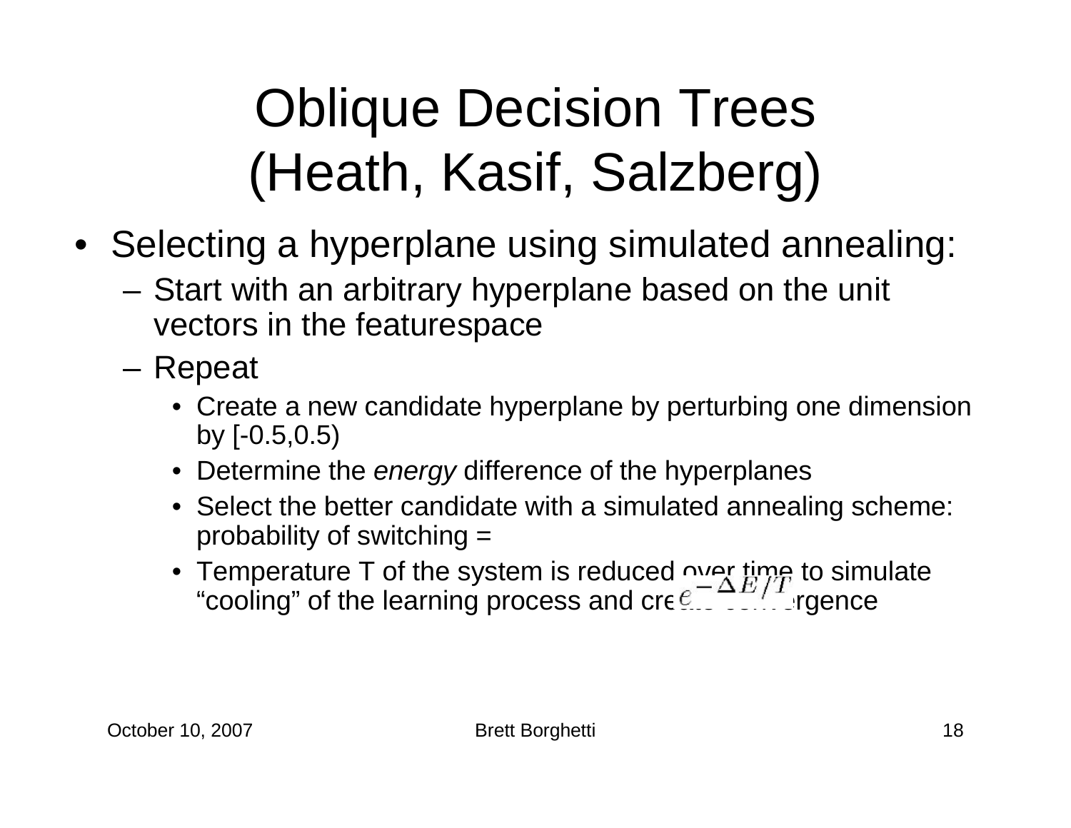# Oblique Decision Trees (Heath, Kasif, Salzberg)

- Selecting a hyperplane using simulated annealing:
  - Start with an arbitrary hyperplane based on the unit vectors in the featurespace
  - Repeat
    - Create a new candidate hyperplane by perturbing one dimension by [-0.5,0.5)
    - Determine the *energy* difference of the hyperplanes
    - Select the better candidate with a simulated annealing scheme: probability of switching = $e^{-\Delta E/T}$
    - Temperature T of the system is reduced over time to simulate "cooling" of the learning process and create convergence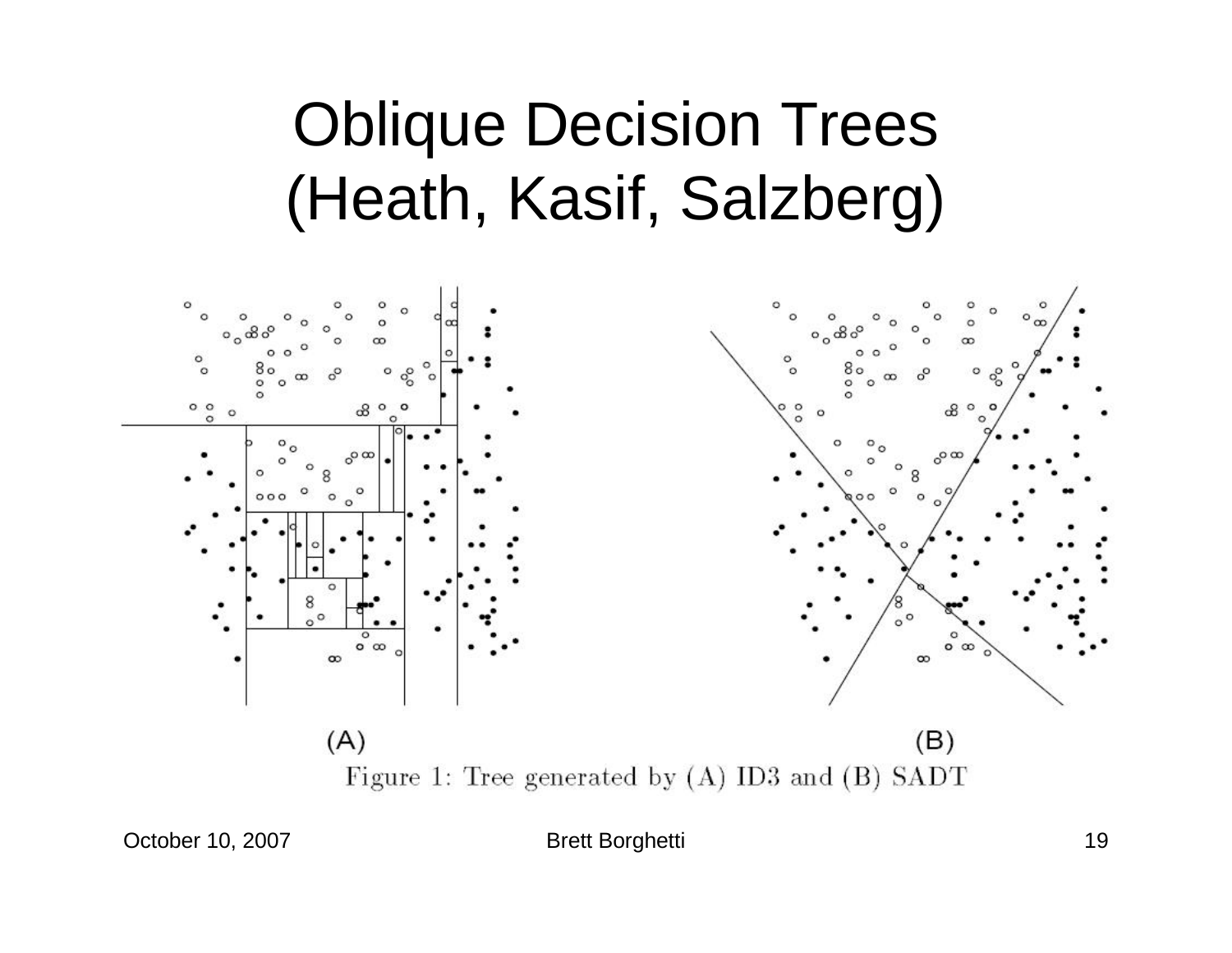# Oblique Decision Trees (Heath, Kasif, Salzberg)

(A) (B)

Figure 1: Tree generated by (A) ID3 and (B) SADT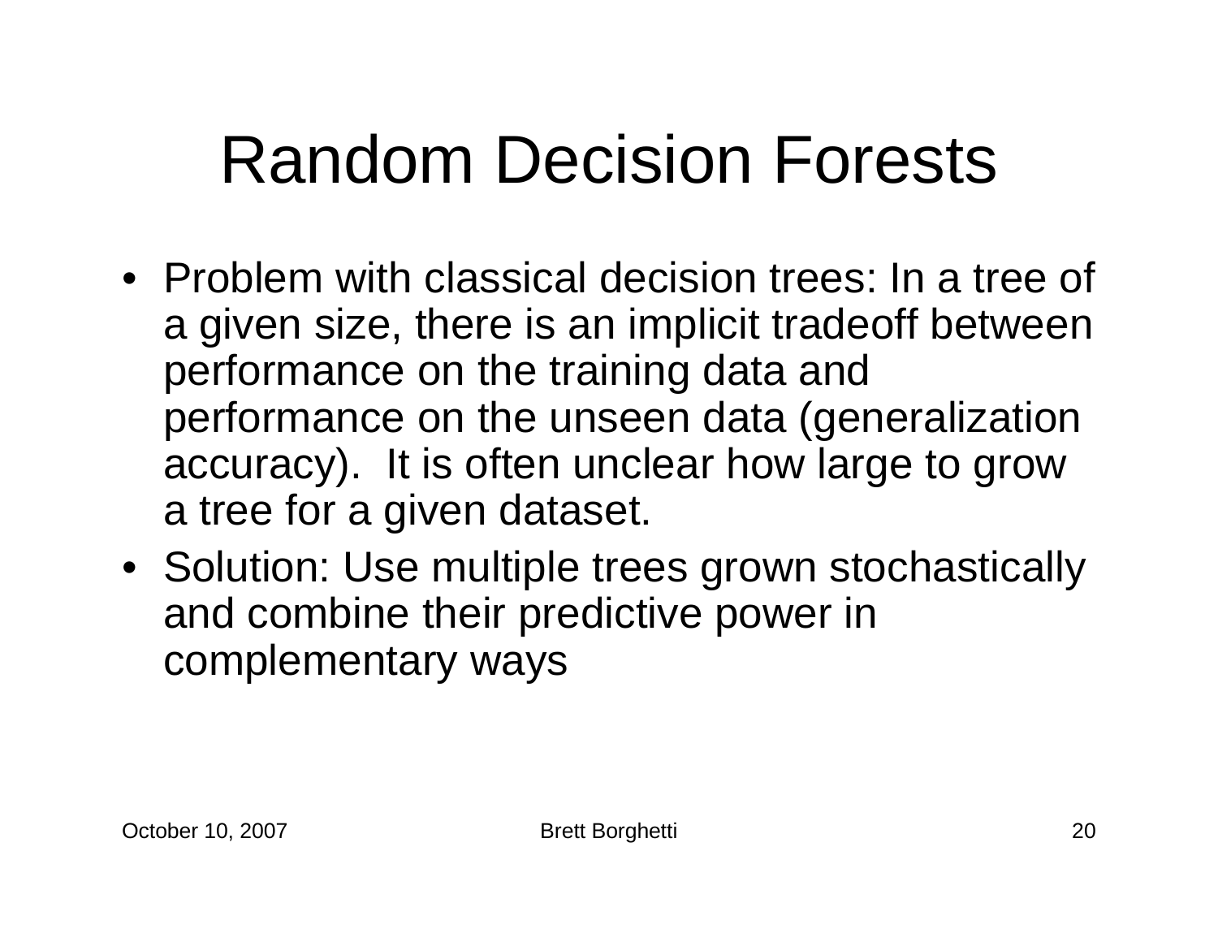# Random Decision Forests

- Problem with classical decision trees: In a tree of a given size, there is an implicit tradeoff between performance on the training data and performance on the unseen data (generalization accuracy). It is often unclear how large to grow a tree for a given dataset.
- Solution: Use multiple trees grown stochastically and combine their predictive power in complementary ways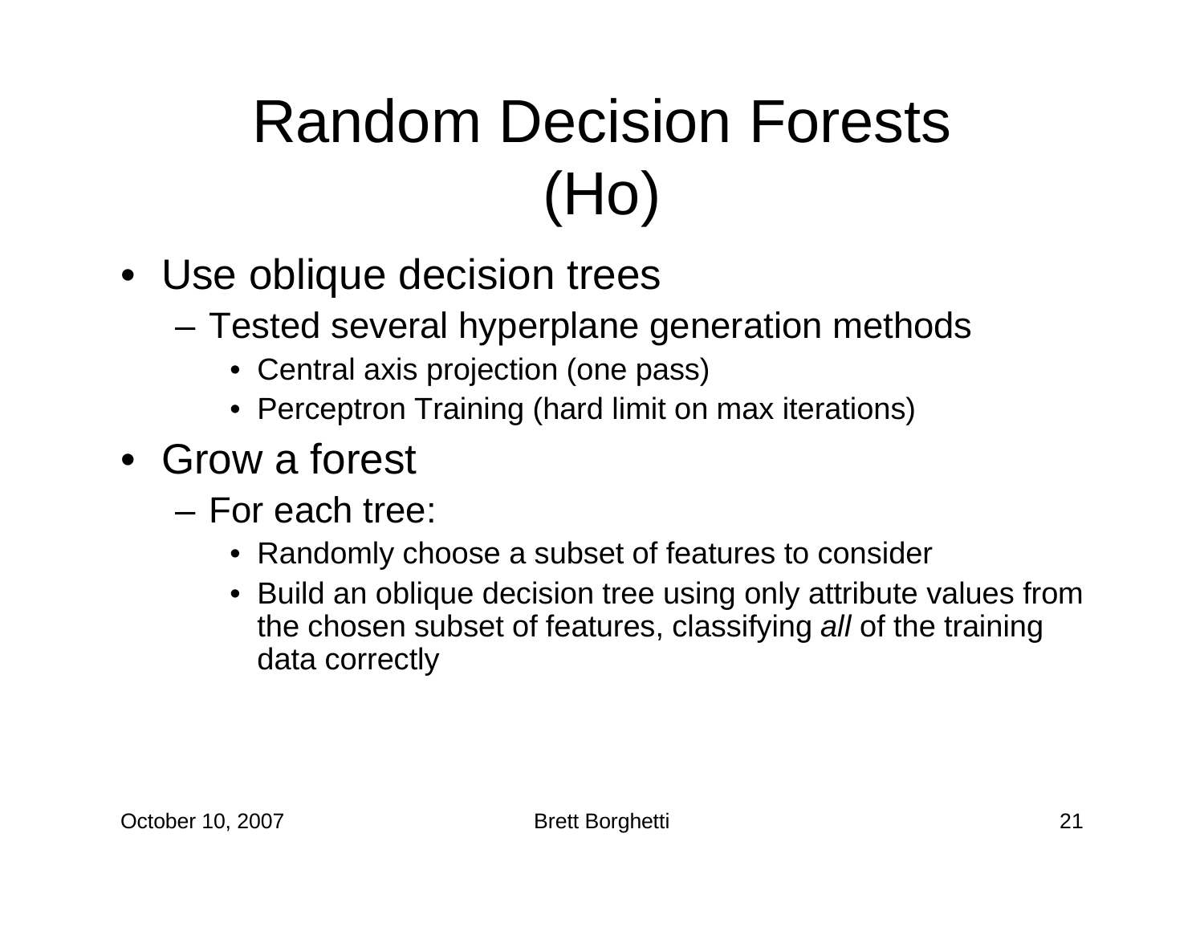# Random Decision Forests (Ho)

- Use oblique decision trees
  - Tested several hyperplane generation methods
    - Central axis projection (one pass)
    - Perceptron Training (hard limit on max iterations)
- Grow a forest
  - For each tree:
    - Randomly choose a subset of features to consider
    - Build an oblique decision tree using only attribute values from the chosen subset of features, classifying *all* of the training data correctly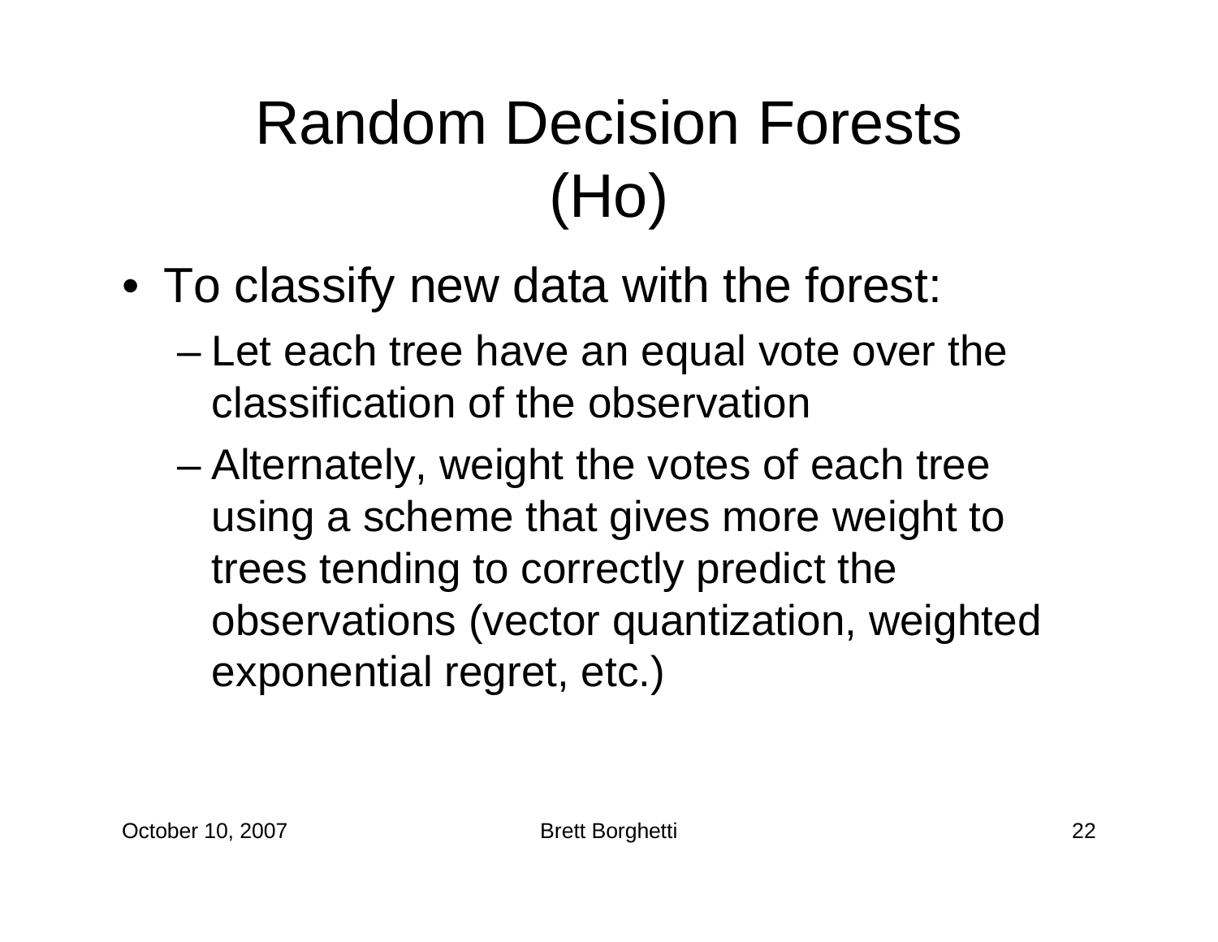# Random Decision Forests (Ho)

- To classify new data with the forest:
  - Let each tree have an equal vote over the classification of the observation
  - Alternately, weight the votes of each tree using a scheme that gives more weight to trees tending to correctly predict the observations (vector quantization, weighted exponential regret, etc.)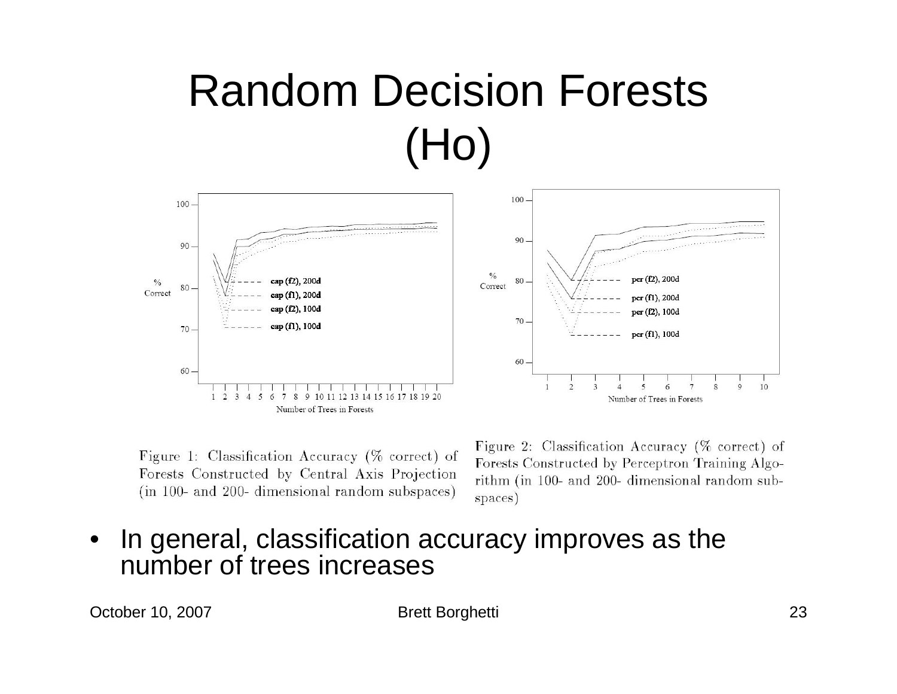# Random Decision Forests (Ho)

Figure 1: Classification Accuracy (% correct) of Forests Constructed by Central Axis Projection (in 100- and 200- dimensional random subspaces)

Figure 2: Classification Accuracy (% correct) of Forests Constructed by Perceptron Training Algorithm (in 100- and 200- dimensional random subspaces)

- In general, classification accuracy improves as the number of trees increases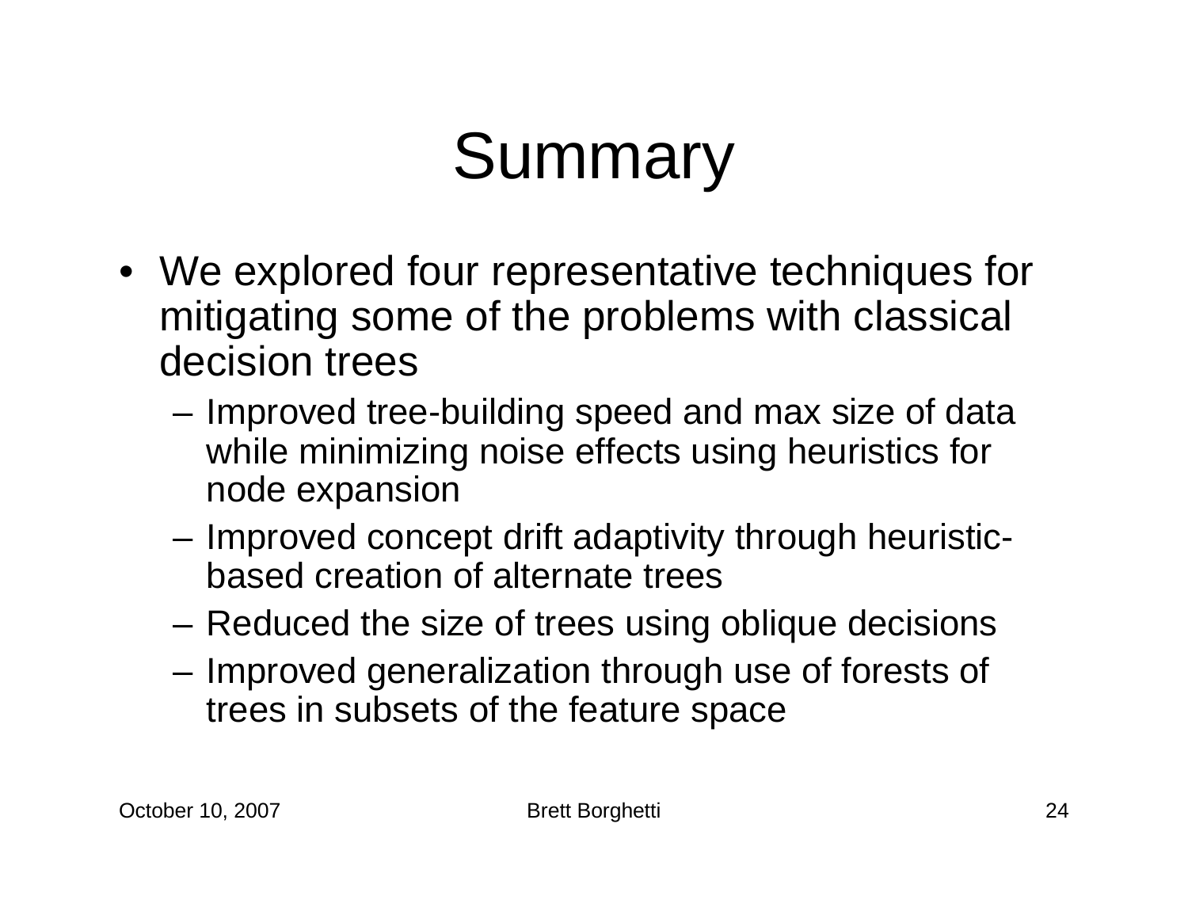# Summary

- We explored four representative techniques for mitigating some of the problems with classical decision trees
  - Improved tree-building speed and max size of data while minimizing noise effects using heuristics for node expansion
  - Improved concept drift adaptivity through heuristic-based creation of alternate trees
  - Reduced the size of trees using oblique decisions
  - Improved generalization through use of forests of trees in subsets of the feature space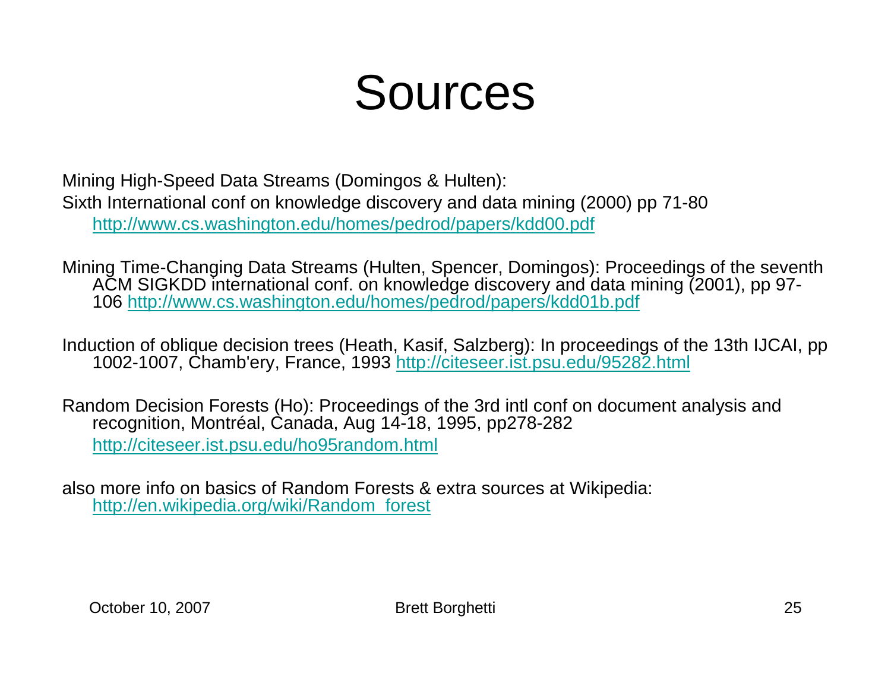# Sources

Mining High-Speed Data Streams (Domingos & Hulten):
Sixth International conf on knowledge discovery and data mining (2000) pp 71-80
http://www.cs.washington.edu/homes/pedrod/papers/kdd00.pdf

Mining Time-Changing Data Streams (Hulten, Spencer, Domingos): Proceedings of the seventh ACM SIGKDD international conf. on knowledge discovery and data mining (2001), pp 97-106 http://www.cs.washington.edu/homes/pedrod/papers/kdd01b.pdf

Induction of oblique decision trees (Heath, Kasif, Salzberg): In proceedings of the 13th IJCAI, pp 1002-1007, Chamb'ery, France, 1993 http://citeseer.ist.psu.edu/95282.html

Random Decision Forests (Ho): Proceedings of the 3rd intl conf on document analysis and recognition, Montréal, Canada, Aug 14-18, 1995, pp278-282
http://citeseer.ist.psu.edu/ho95random.html

also more info on basics of Random Forests & extra sources at Wikipedia:
http://en.wikipedia.org/wiki/Random_forest